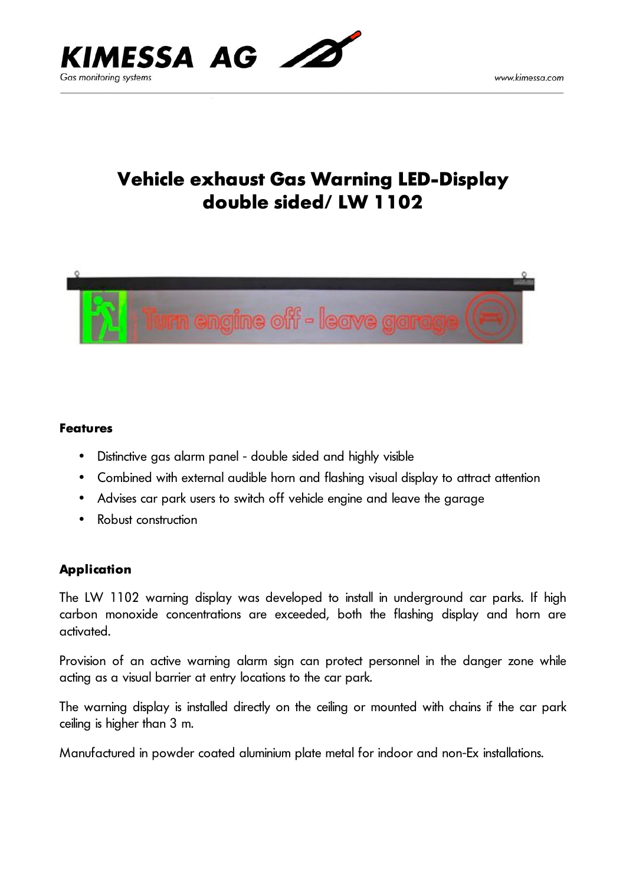# Vehicle exhaust Gas Warning LED-Display double sided/ LW 1102

### Features

- Distinctive gas alarm panel - double sided and highly visible
- Combined with external audible horn and flashing visual display to attract attention
- Advises car park users to switch off vehicle engine and leave the garage
- Robust construction

### Application

The LW 1102 warning display was developed to install in underground car parks. If high carbon monoxide concentrations are exceeded, both the flashing display and horn are activated.

Provision of an active warning alarm sign can protect personnel in the danger zone while acting as a visual barrier at entry locations to the car park.

The warning display is installed directly on the ceiling or mounted with chains if the car park ceiling is higher than 3 m.

Manufactured in powder coated aluminium plate metal for indoor and non-Ex installations.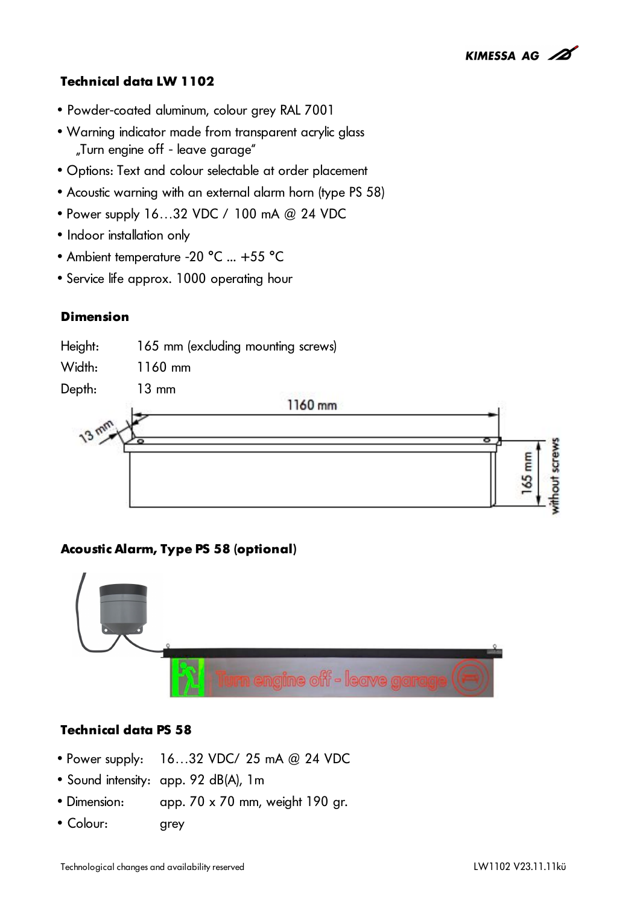## Technical data LW 1102

- Powder-coated aluminum, colour grey RAL 7001
- Warning indicator made from transparent acrylic glass „Turn engine off - leave garage“
- Options: Text and colour selectable at order placement
- Acoustic warning with an external alarm horn (type PS 58)
- Power supply 16…32 VDC / 100 mA @ 24 VDC
- Indoor installation only
- Ambient temperature -20 °C ... +55 °C
- Service life approx. 1000 operating hour

## Dimension

| | |
|---|---|
| Height: | 165 mm (excluding mounting screws) |
| Width: | 1160 mm |
| Depth: | 13 mm |

1160 mm

13 mm

165 mm
without screws

## Acoustic Alarm, Type PS 58 (optional)

Turn engine off - leave garage

## Technical data PS 58

- Power supply: 16…32 VDC/ 25 mA @ 24 VDC
- Sound intensity: app. 92 dB(A), 1m
- Dimension: app. 70 x 70 mm, weight 190 gr.
- Colour: grey

Technological changes and availability reserved

LW1102 V23.11.11kü